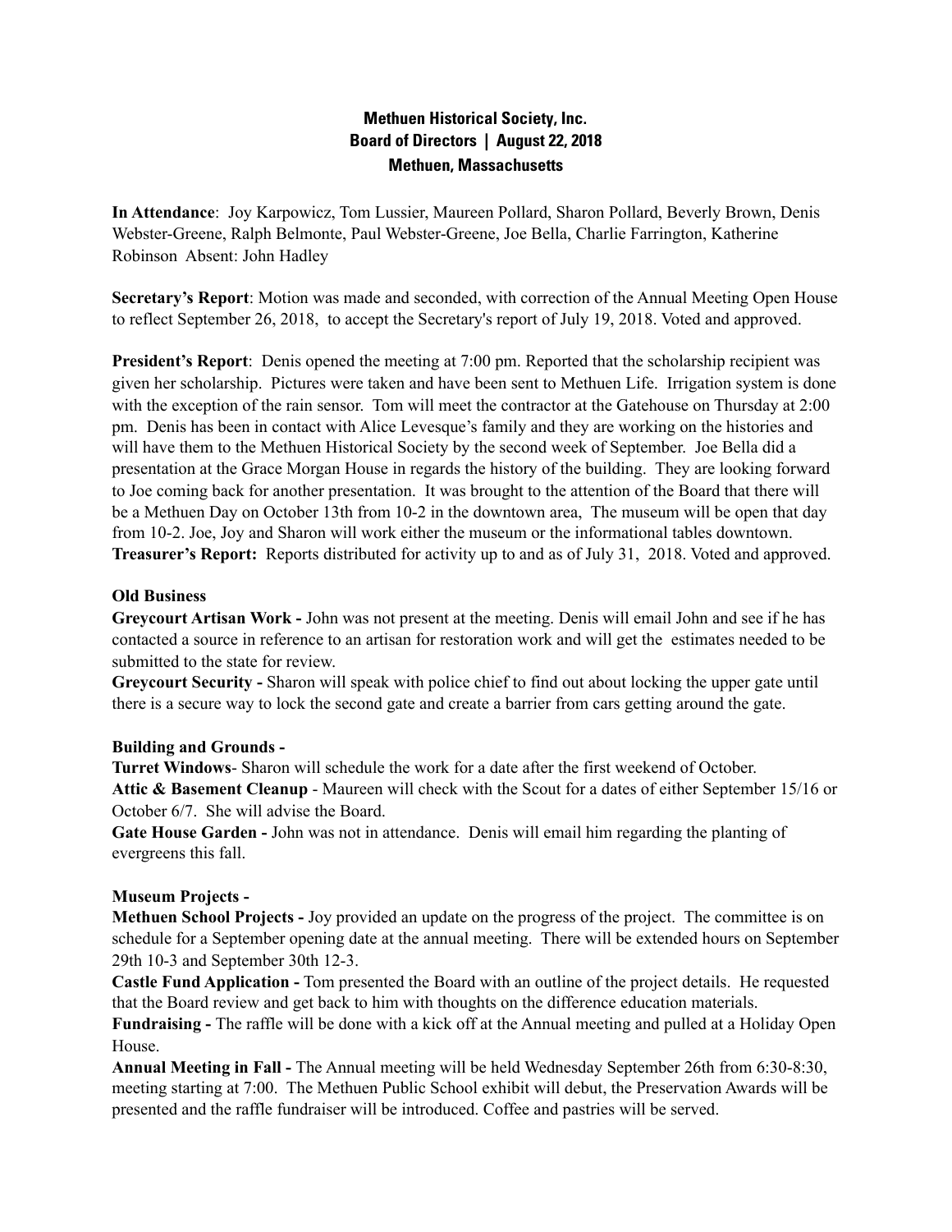# Methuen Historical Society, Inc.
## Board of Directors | August 22, 2018
## Methuen, Massachusetts

**In Attendance**: Joy Karpowicz, Tom Lussier, Maureen Pollard, Sharon Pollard, Beverly Brown, Denis Webster-Greene, Ralph Belmonte, Paul Webster-Greene, Joe Bella, Charlie Farrington, Katherine Robinson Absent: John Hadley

**Secretary's Report**: Motion was made and seconded, with correction of the Annual Meeting Open House to reflect September 26, 2018, to accept the Secretary's report of July 19, 2018. Voted and approved.

**President's Report**: Denis opened the meeting at 7:00 pm. Reported that the scholarship recipient was given her scholarship. Pictures were taken and have been sent to Methuen Life. Irrigation system is done with the exception of the rain sensor. Tom will meet the contractor at the Gatehouse on Thursday at 2:00 pm. Denis has been in contact with Alice Levesque's family and they are working on the histories and will have them to the Methuen Historical Society by the second week of September. Joe Bella did a presentation at the Grace Morgan House in regards the history of the building. They are looking forward to Joe coming back for another presentation. It was brought to the attention of the Board that there will be a Methuen Day on October 13th from 10-2 in the downtown area, The museum will be open that day from 10-2. Joe, Joy and Sharon will work either the museum or the informational tables downtown.

**Treasurer's Report:** Reports distributed for activity up to and as of July 31, 2018. Voted and approved.

**Old Business**

**Greycourt Artisan Work -** John was not present at the meeting. Denis will email John and see if he has contacted a source in reference to an artisan for restoration work and will get the estimates needed to be submitted to the state for review.

**Greycourt Security -** Sharon will speak with police chief to find out about locking the upper gate until there is a secure way to lock the second gate and create a barrier from cars getting around the gate.

**Building and Grounds -**

**Turret Windows**- Sharon will schedule the work for a date after the first weekend of October.

**Attic & Basement Cleanup** - Maureen will check with the Scout for a dates of either September 15/16 or October 6/7. She will advise the Board.

**Gate House Garden -** John was not in attendance. Denis will email him regarding the planting of evergreens this fall.

**Museum Projects -**

**Methuen School Projects -** Joy provided an update on the progress of the project. The committee is on schedule for a September opening date at the annual meeting. There will be extended hours on September 29th 10-3 and September 30th 12-3.

**Castle Fund Application -** Tom presented the Board with an outline of the project details. He requested that the Board review and get back to him with thoughts on the difference education materials.

**Fundraising -** The raffle will be done with a kick off at the Annual meeting and pulled at a Holiday Open House.

**Annual Meeting in Fall -** The Annual meeting will be held Wednesday September 26th from 6:30-8:30, meeting starting at 7:00. The Methuen Public School exhibit will debut, the Preservation Awards will be presented and the raffle fundraiser will be introduced. Coffee and pastries will be served.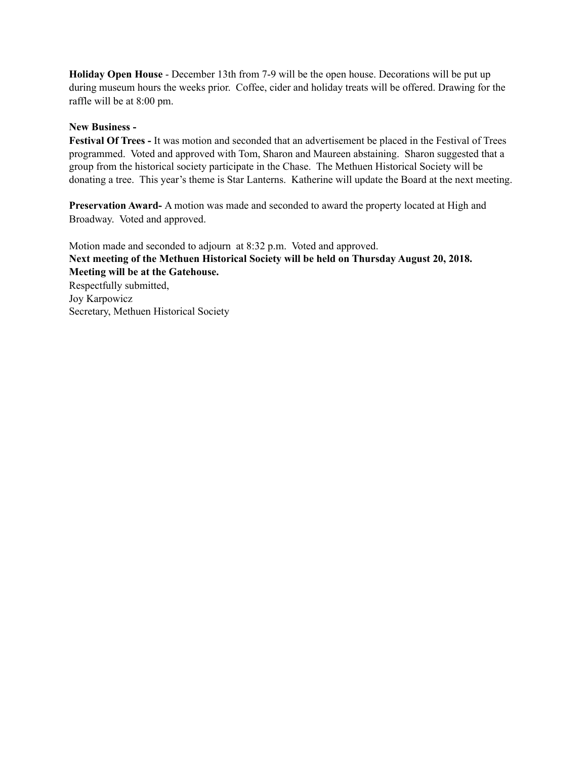**Holiday Open House** - December 13th from 7-9 will be the open house. Decorations will be put up during museum hours the weeks prior. Coffee, cider and holiday treats will be offered. Drawing for the raffle will be at 8:00 pm.

**New Business -**

**Festival Of Trees -** It was motion and seconded that an advertisement be placed in the Festival of Trees programmed. Voted and approved with Tom, Sharon and Maureen abstaining. Sharon suggested that a group from the historical society participate in the Chase. The Methuen Historical Society will be donating a tree. This year's theme is Star Lanterns. Katherine will update the Board at the next meeting.

**Preservation Award-** A motion was made and seconded to award the property located at High and Broadway. Voted and approved.

Motion made and seconded to adjourn at 8:32 p.m. Voted and approved.
**Next meeting of the Methuen Historical Society will be held on Thursday August 20, 2018. Meeting will be at the Gatehouse.**
Respectfully submitted,
Joy Karpowicz
Secretary, Methuen Historical Society